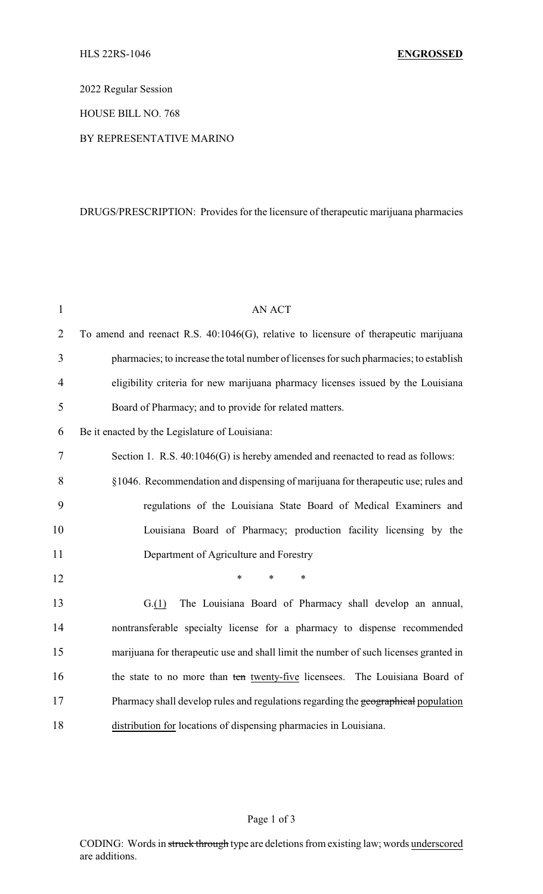HLS 22RS-1046 **ENGROSSED**

2022 Regular Session

HOUSE BILL NO. 768

BY REPRESENTATIVE MARINO

DRUGS/PRESCRIPTION: Provides for the licensure of therapeutic marijuana pharmacies

AN ACT

To amend and reenact R.S. 40:1046(G), relative to licensure of therapeutic marijuana pharmacies; to increase the total number of licenses for such pharmacies; to establish eligibility criteria for new marijuana pharmacy licenses issued by the Louisiana Board of Pharmacy; and to provide for related matters.

Be it enacted by the Legislature of Louisiana:

Section 1. R.S. 40:1046(G) is hereby amended and reenacted to read as follows:

§1046. Recommendation and dispensing of marijuana for therapeutic use; rules and regulations of the Louisiana State Board of Medical Examiners and Louisiana Board of Pharmacy; production facility licensing by the Department of Agriculture and Forestry

\* \* \*

G.(1) The Louisiana Board of Pharmacy shall develop an annual, nontransferable specialty license for a pharmacy to dispense recommended marijuana for therapeutic use and shall limit the number of such licenses granted in the state to no more than ~~ten~~ twenty-five licensees. The Louisiana Board of Pharmacy shall develop rules and regulations regarding the ~~geographical~~ population distribution for locations of dispensing pharmacies in Louisiana.

CODING: Words in ~~struck through~~ type are deletions from existing law; words underscored are additions.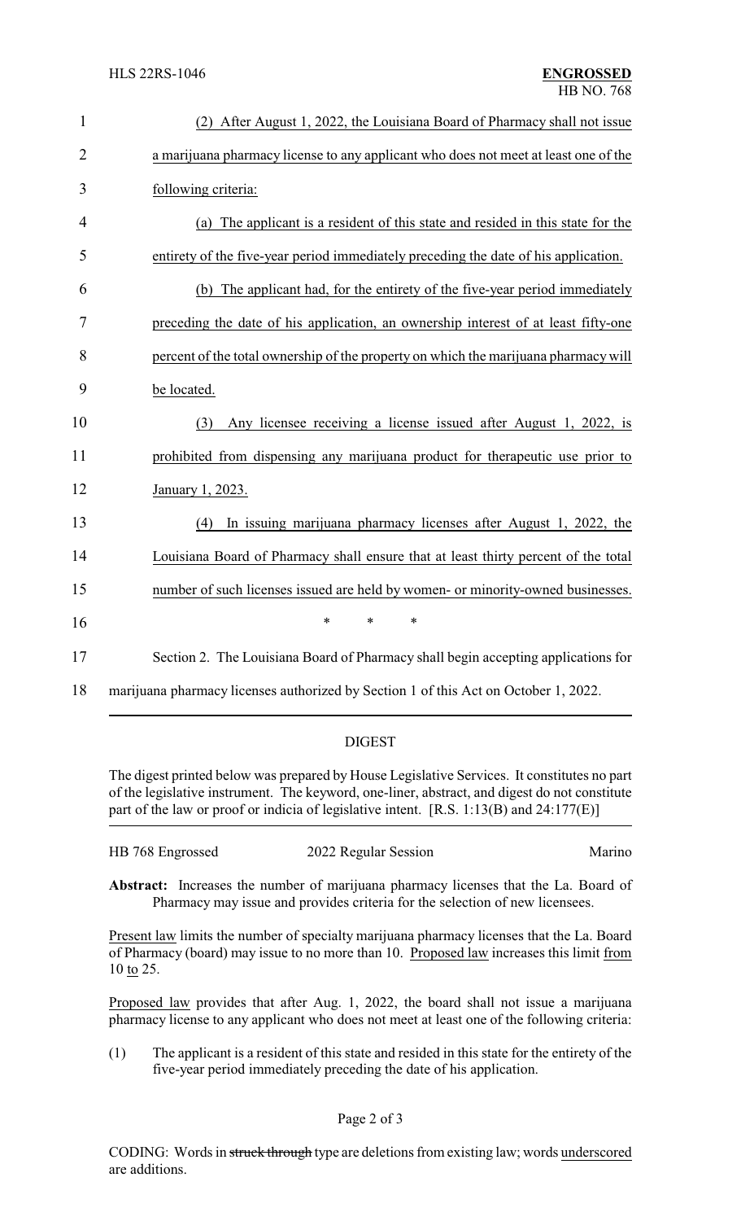(2) After August 1, 2022, the Louisiana Board of Pharmacy shall not issue a marijuana pharmacy license to any applicant who does not meet at least one of the following criteria:

(a) The applicant is a resident of this state and resided in this state for the entirety of the five-year period immediately preceding the date of his application.

(b) The applicant had, for the entirety of the five-year period immediately preceding the date of his application, an ownership interest of at least fifty-one percent of the total ownership of the property on which the marijuana pharmacy will be located.

(3) Any licensee receiving a license issued after August 1, 2022, is prohibited from dispensing any marijuana product for therapeutic use prior to January 1, 2023.

(4) In issuing marijuana pharmacy licenses after August 1, 2022, the Louisiana Board of Pharmacy shall ensure that at least thirty percent of the total number of such licenses issued are held by women- or minority-owned businesses.

\* \* \*

Section 2. The Louisiana Board of Pharmacy shall begin accepting applications for marijuana pharmacy licenses authorized by Section 1 of this Act on October 1, 2022.

---

## DIGEST

The digest printed below was prepared by House Legislative Services. It constitutes no part of the legislative instrument. The keyword, one-liner, abstract, and digest do not constitute part of the law or proof or indicia of legislative intent. [R.S. 1:13(B) and 24:177(E)]

HB 768 Engrossed 2022 Regular Session Marino

**Abstract:** Increases the number of marijuana pharmacy licenses that the La. Board of Pharmacy may issue and provides criteria for the selection of new licensees.

Present law limits the number of specialty marijuana pharmacy licenses that the La. Board of Pharmacy (board) may issue to no more than 10. Proposed law increases this limit from 10 to 25.

Proposed law provides that after Aug. 1, 2022, the board shall not issue a marijuana pharmacy license to any applicant who does not meet at least one of the following criteria:

(1) The applicant is a resident of this state and resided in this state for the entirety of the five-year period immediately preceding the date of his application.

CODING: Words in ~~struck through~~ type are deletions from existing law; words underscored are additions.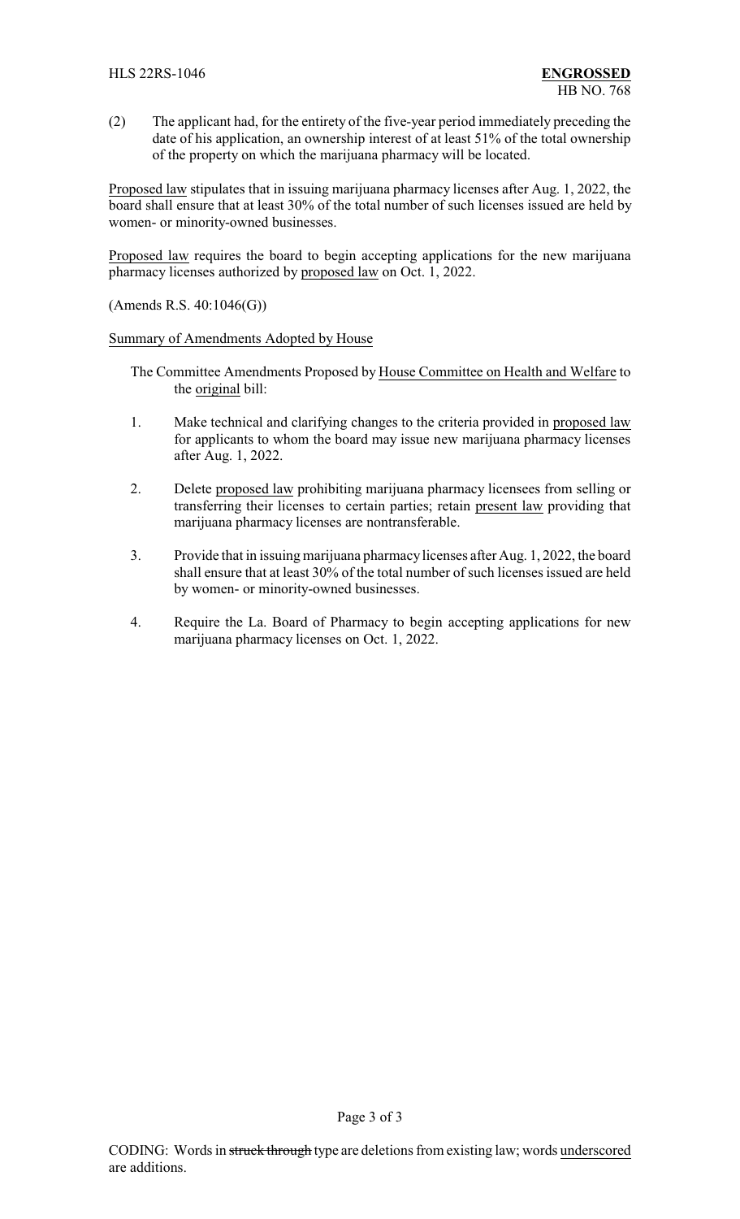(2) The applicant had, for the entirety of the five-year period immediately preceding the date of his application, an ownership interest of at least 51% of the total ownership of the property on which the marijuana pharmacy will be located.

<u>Proposed law</u> stipulates that in issuing marijuana pharmacy licenses after Aug. 1, 2022, the board shall ensure that at least 30% of the total number of such licenses issued are held by women- or minority-owned businesses.

<u>Proposed law</u> requires the board to begin accepting applications for the new marijuana pharmacy licenses authorized by <u>proposed law</u> on Oct. 1, 2022.

(Amends R.S. 40:1046(G))

<u>Summary of Amendments Adopted by House</u>

The Committee Amendments Proposed by <u>House Committee on Health and Welfare</u> to the <u>original</u> bill:

1. Make technical and clarifying changes to the criteria provided in <u>proposed law</u> for applicants to whom the board may issue new marijuana pharmacy licenses after Aug. 1, 2022.

2. Delete <u>proposed law</u> prohibiting marijuana pharmacy licensees from selling or transferring their licenses to certain parties; retain <u>present law</u> providing that marijuana pharmacy licenses are nontransferable.

3. Provide that in issuing marijuana pharmacy licenses after Aug. 1, 2022, the board shall ensure that at least 30% of the total number of such licenses issued are held by women- or minority-owned businesses.

4. Require the La. Board of Pharmacy to begin accepting applications for new marijuana pharmacy licenses on Oct. 1, 2022.

CODING: Words in ~~struck through~~ type are deletions from existing law; words <u>underscored</u> are additions.